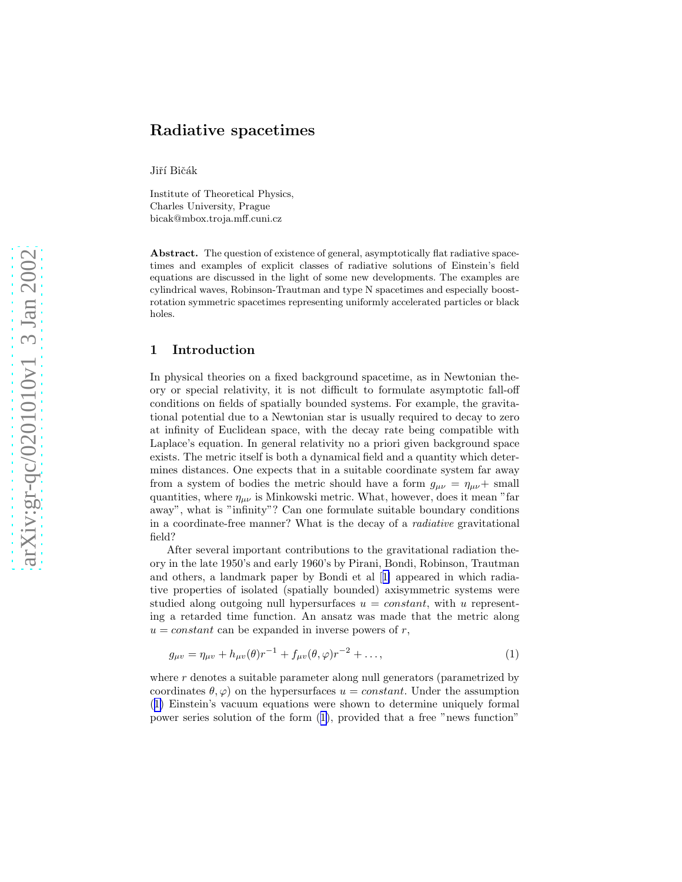# Radiative spacetimes

Jiří Bičák

Institute of Theoretical Physics,
Charles University, Prague
bicak@mbox.troja.mff.cuni.cz

**Abstract.** The question of existence of general, asymptotically flat radiative spacetimes and examples of explicit classes of radiative solutions of Einstein's field equations are discussed in the light of some new developments. The examples are cylindrical waves, Robinson-Trautman and type N spacetimes and especially boost-rotation symmetric spacetimes representing uniformly accelerated particles or black holes.

## 1 Introduction

In physical theories on a fixed background spacetime, as in Newtonian theory or special relativity, it is not difficult to formulate asymptotic fall-off conditions on fields of spatially bounded systems. For example, the gravitational potential due to a Newtonian star is usually required to decay to zero at infinity of Euclidean space, with the decay rate being compatible with Laplace's equation. In general relativity no a priori given background space exists. The metric itself is both a dynamical field and a quantity which determines distances. One expects that in a suitable coordinate system far away from a system of bodies the metric should have a form $g_{\mu\nu} = \eta_{\mu\nu}+$ small quantities, where $\eta_{\mu\nu}$ is Minkowski metric. What, however, does it mean "far away", what is "infinity"? Can one formulate suitable boundary conditions in a coordinate-free manner? What is the decay of a *radiative* gravitational field?

After several important contributions to the gravitational radiation theory in the late 1950's and early 1960's by Pirani, Bondi, Robinson, Trautman and others, a landmark paper by Bondi et al [1] appeared in which radiative properties of isolated (spatially bounded) axisymmetric systems were studied along outgoing null hypersurfaces $u = constant$, with $u$ representing a retarded time function. An ansatz was made that the metric along $u = constant$ can be expanded in inverse powers of $r$,

$$g_{\mu v} = \eta_{\mu v} + h_{\mu v}(\theta) r^{-1} + f_{\mu v}(\theta, \varphi) r^{-2} + \ldots, \tag{1}$$

where $r$ denotes a suitable parameter along null generators (parametrized by coordinates $\theta, \varphi$) on the hypersurfaces $u = constant$. Under the assumption (1) Einstein's vacuum equations were shown to determine uniquely formal power series solution of the form (1), provided that a free "news function"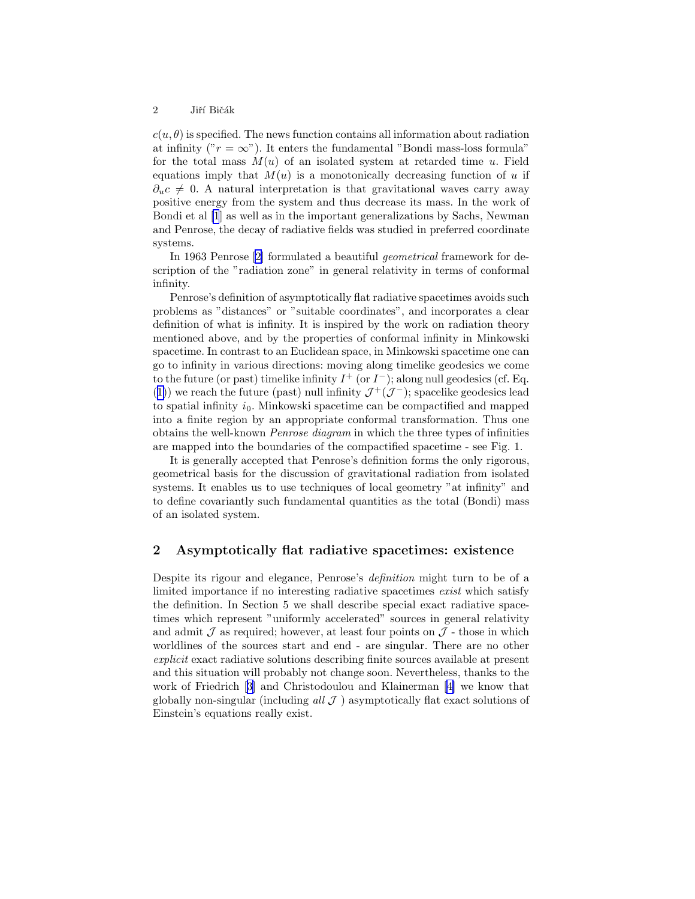$c(u,\theta)$ is specified. The news function contains all information about radiation at infinity ("$r = \infty$"). It enters the fundamental "Bondi mass-loss formula" for the total mass $M(u)$ of an isolated system at retarded time $u$. Field equations imply that $M(u)$ is a monotonically decreasing function of $u$ if $\partial_u c \neq 0$. A natural interpretation is that gravitational waves carry away positive energy from the system and thus decrease its mass. In the work of Bondi et al [1] as well as in the important generalizations by Sachs, Newman and Penrose, the decay of radiative fields was studied in preferred coordinate systems.

In 1963 Penrose [2] formulated a beautiful *geometrical* framework for description of the "radiation zone" in general relativity in terms of conformal infinity.

Penrose's definition of asymptotically flat radiative spacetimes avoids such problems as "distances" or "suitable coordinates", and incorporates a clear definition of what is infinity. It is inspired by the work on radiation theory mentioned above, and by the properties of conformal infinity in Minkowski spacetime. In contrast to an Euclidean space, in Minkowski spacetime one can go to infinity in various directions: moving along timelike geodesics we come to the future (or past) timelike infinity $I^+$ (or $I^-$); along null geodesics (cf. Eq. (1)) we reach the future (past) null infinity $\mathcal{J}^+(\mathcal{J}^-)$; spacelike geodesics lead to spatial infinity $i_0$. Minkowski spacetime can be compactified and mapped into a finite region by an appropriate conformal transformation. Thus one obtains the well-known *Penrose diagram* in which the three types of infinities are mapped into the boundaries of the compactified spacetime - see Fig. 1.

It is generally accepted that Penrose's definition forms the only rigorous, geometrical basis for the discussion of gravitational radiation from isolated systems. It enables us to use techniques of local geometry "at infinity" and to define covariantly such fundamental quantities as the total (Bondi) mass of an isolated system.

## 2 Asymptotically flat radiative spacetimes: existence

Despite its rigour and elegance, Penrose's *definition* might turn to be of a limited importance if no interesting radiative spacetimes *exist* which satisfy the definition. In Section 5 we shall describe special exact radiative spacetimes which represent "uniformly accelerated" sources in general relativity and admit $\mathcal{J}$ as required; however, at least four points on $\mathcal{J}$ - those in which worldlines of the sources start and end - are singular. There are no other *explicit* exact radiative solutions describing finite sources available at present and this situation will probably not change soon. Nevertheless, thanks to the work of Friedrich [3] and Christodoulou and Klainerman [4] we know that globally non-singular (including *all* $\mathcal{J}$ ) asymptotically flat exact solutions of Einstein's equations really exist.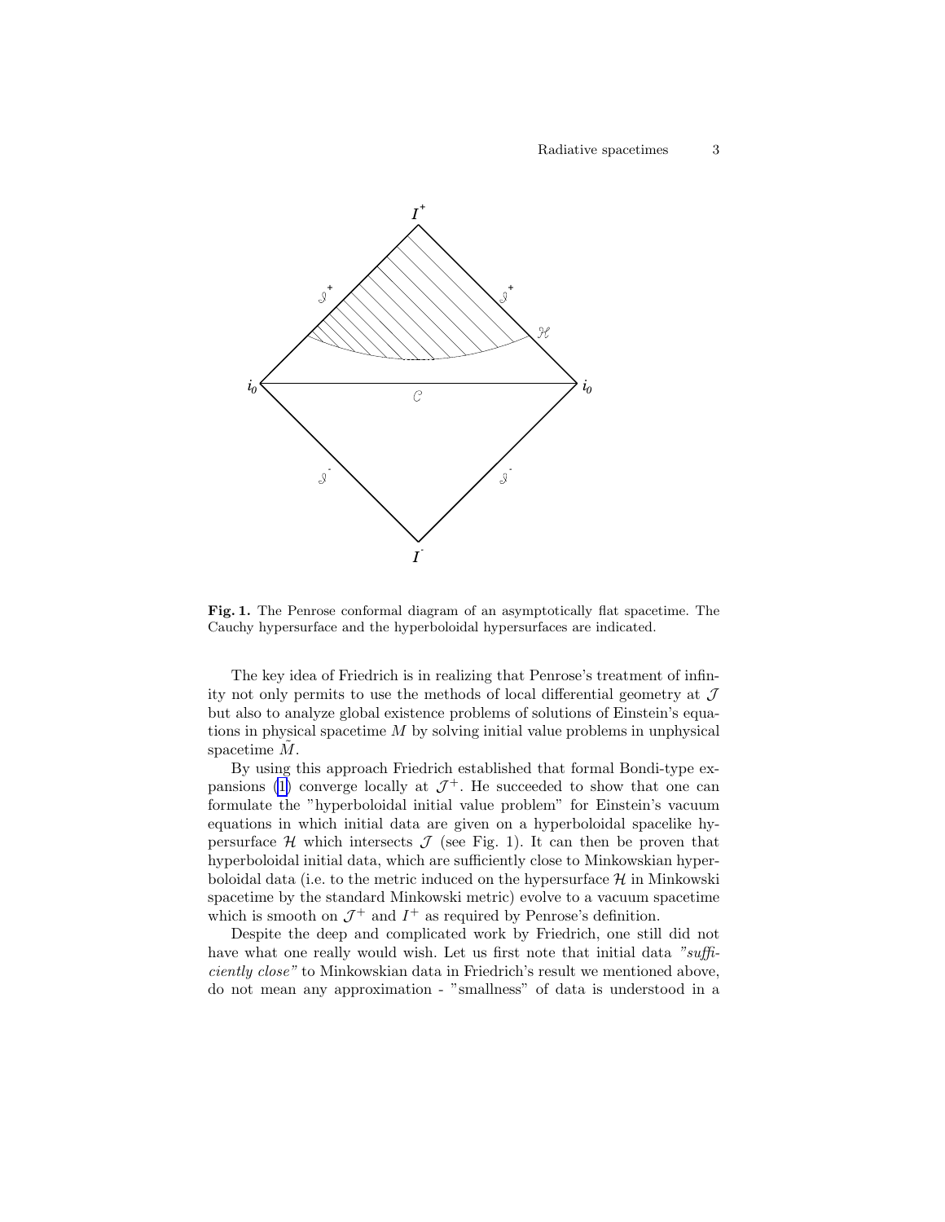**Fig. 1.** The Penrose conformal diagram of an asymptotically flat spacetime. The Cauchy hypersurface and the hyperboloidal hypersurfaces are indicated.

The key idea of Friedrich is in realizing that Penrose's treatment of infinity not only permits to use the methods of local differential geometry at $\mathcal{J}$ but also to analyze global existence problems of solutions of Einstein's equations in physical spacetime $M$ by solving initial value problems in unphysical spacetime $\tilde{M}$.

By using this approach Friedrich established that formal Bondi-type expansions (1) converge locally at $\mathcal{J}^+$. He succeeded to show that one can formulate the "hyperboloidal initial value problem" for Einstein's vacuum equations in which initial data are given on a hyperboloidal spacelike hypersurface $\mathcal{H}$ which intersects $\mathcal{J}$ (see Fig. 1). It can then be proven that hyperboloidal initial data, which are sufficiently close to Minkowskian hyperboloidal data (i.e. to the metric induced on the hypersurface $\mathcal{H}$ in Minkowski spacetime by the standard Minkowski metric) evolve to a vacuum spacetime which is smooth on $\mathcal{J}^+$ and $I^+$ as required by Penrose's definition.

Despite the deep and complicated work by Friedrich, one still did not have what one really would wish. Let us first note that initial data *"sufficiently close"* to Minkowskian data in Friedrich's result we mentioned above, do not mean any approximation - "smallness" of data is understood in a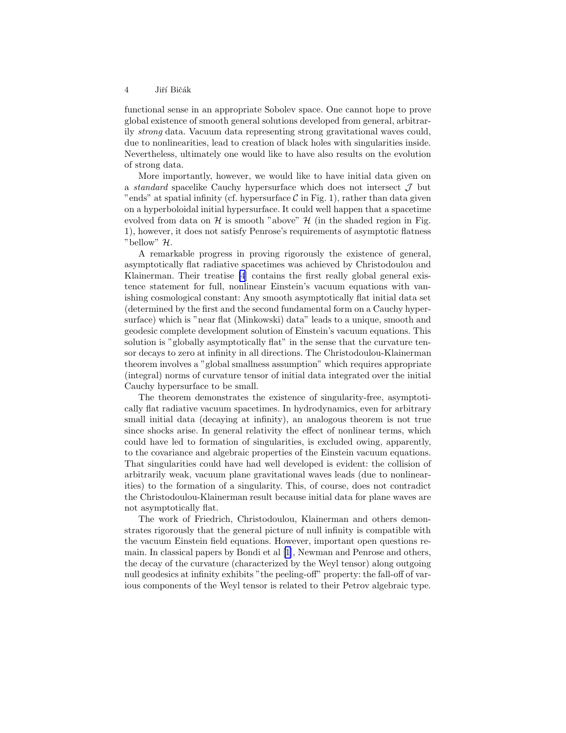functional sense in an appropriate Sobolev space. One cannot hope to prove global existence of smooth general solutions developed from general, arbitrarily *strong* data. Vacuum data representing strong gravitational waves could, due to nonlinearities, lead to creation of black holes with singularities inside. Nevertheless, ultimately one would like to have also results on the evolution of strong data.

More importantly, however, we would like to have initial data given on a *standard* spacelike Cauchy hypersurface which does not intersect $\mathcal{J}$ but "ends" at spatial infinity (cf. hypersurface $\mathcal{C}$ in Fig. 1), rather than data given on a hyperboloidal initial hypersurface. It could well happen that a spacetime evolved from data on $\mathcal{H}$ is smooth "above" $\mathcal{H}$ (in the shaded region in Fig. 1), however, it does not satisfy Penrose's requirements of asymptotic flatness "bellow" $\mathcal{H}$.

A remarkable progress in proving rigorously the existence of general, asymptotically flat radiative spacetimes was achieved by Christodoulou and Klainerman. Their treatise [4] contains the first really global general existence statement for full, nonlinear Einstein's vacuum equations with vanishing cosmological constant: Any smooth asymptotically flat initial data set (determined by the first and the second fundamental form on a Cauchy hypersurface) which is "near flat (Minkowski) data" leads to a unique, smooth and geodesic complete development solution of Einstein's vacuum equations. This solution is "globally asymptotically flat" in the sense that the curvature tensor decays to zero at infinity in all directions. The Christodoulou-Klainerman theorem involves a "global smallness assumption" which requires appropriate (integral) norms of curvature tensor of initial data integrated over the initial Cauchy hypersurface to be small.

The theorem demonstrates the existence of singularity-free, asymptotically flat radiative vacuum spacetimes. In hydrodynamics, even for arbitrary small initial data (decaying at infinity), an analogous theorem is not true since shocks arise. In general relativity the effect of nonlinear terms, which could have led to formation of singularities, is excluded owing, apparently, to the covariance and algebraic properties of the Einstein vacuum equations. That singularities could have had well developed is evident: the collision of arbitrarily weak, vacuum plane gravitational waves leads (due to nonlinearities) to the formation of a singularity. This, of course, does not contradict the Christodoulou-Klainerman result because initial data for plane waves are not asymptotically flat.

The work of Friedrich, Christodoulou, Klainerman and others demonstrates rigorously that the general picture of null infinity is compatible with the vacuum Einstein field equations. However, important open questions remain. In classical papers by Bondi et al [1], Newman and Penrose and others, the decay of the curvature (characterized by the Weyl tensor) along outgoing null geodesics at infinity exhibits "the peeling-off" property: the fall-off of various components of the Weyl tensor is related to their Petrov algebraic type.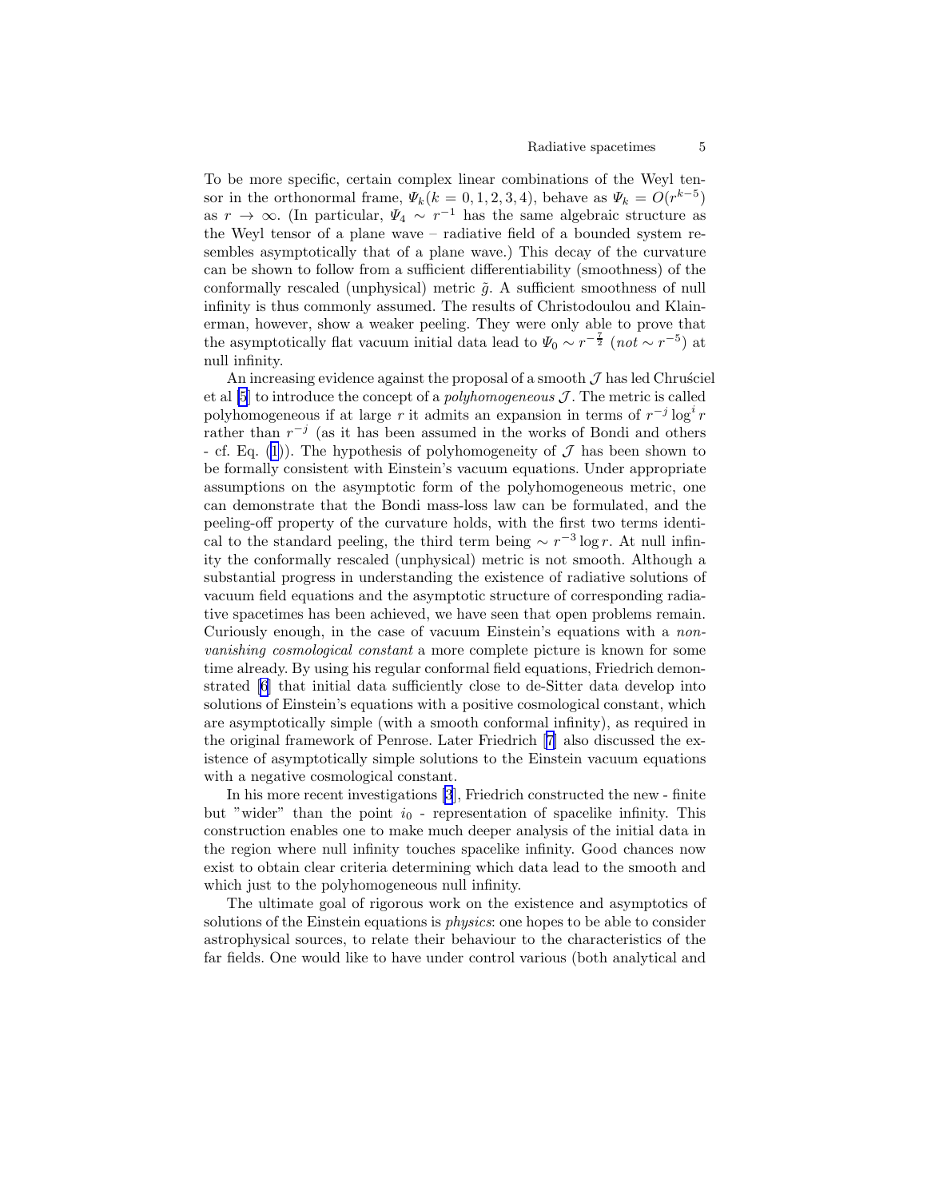To be more specific, certain complex linear combinations of the Weyl tensor in the orthonormal frame, $\Psi_k (k = 0, 1, 2, 3, 4)$, behave as $\Psi_k = O(r^{k-5})$ as $r \to \infty$. (In particular, $\Psi_4 \sim r^{-1}$ has the same algebraic structure as the Weyl tensor of a plane wave – radiative field of a bounded system resembles asymptotically that of a plane wave.) This decay of the curvature can be shown to follow from a sufficient differentiability (smoothness) of the conformally rescaled (unphysical) metric $\tilde{g}$. A sufficient smoothness of null infinity is thus commonly assumed. The results of Christodoulou and Klainerman, however, show a weaker peeling. They were only able to prove that the asymptotically flat vacuum initial data lead to $\Psi_0 \sim r^{-\frac{7}{2}}$ (*not* $\sim r^{-5}$) at null infinity.

An increasing evidence against the proposal of a smooth $\mathcal{J}$ has led Chruściel et al [5] to introduce the concept of a *polyhomogeneous* $\mathcal{J}$. The metric is called polyhomogeneous if at large $r$ it admits an expansion in terms of $r^{-j} \log^i r$ rather than $r^{-j}$ (as it has been assumed in the works of Bondi and others - cf. Eq. (1)). The hypothesis of polyhomogeneity of $\mathcal{J}$ has been shown to be formally consistent with Einstein's vacuum equations. Under appropriate assumptions on the asymptotic form of the polyhomogeneous metric, one can demonstrate that the Bondi mass-loss law can be formulated, and the peeling-off property of the curvature holds, with the first two terms identical to the standard peeling, the third term being $\sim r^{-3} \log r$. At null infinity the conformally rescaled (unphysical) metric is not smooth. Although a substantial progress in understanding the existence of radiative solutions of vacuum field equations and the asymptotic structure of corresponding radiative spacetimes has been achieved, we have seen that open problems remain. Curiously enough, in the case of vacuum Einstein's equations with a *non-vanishing cosmological constant* a more complete picture is known for some time already. By using his regular conformal field equations, Friedrich demonstrated [6] that initial data sufficiently close to de-Sitter data develop into solutions of Einstein's equations with a positive cosmological constant, which are asymptotically simple (with a smooth conformal infinity), as required in the original framework of Penrose. Later Friedrich [7] also discussed the existence of asymptotically simple solutions to the Einstein vacuum equations with a negative cosmological constant.

In his more recent investigations [3], Friedrich constructed the new - finite but "wider" than the point $i_0$ - representation of spacelike infinity. This construction enables one to make much deeper analysis of the initial data in the region where null infinity touches spacelike infinity. Good chances now exist to obtain clear criteria determining which data lead to the smooth and which just to the polyhomogeneous null infinity.

The ultimate goal of rigorous work on the existence and asymptotics of solutions of the Einstein equations is *physics*: one hopes to be able to consider astrophysical sources, to relate their behaviour to the characteristics of the far fields. One would like to have under control various (both analytical and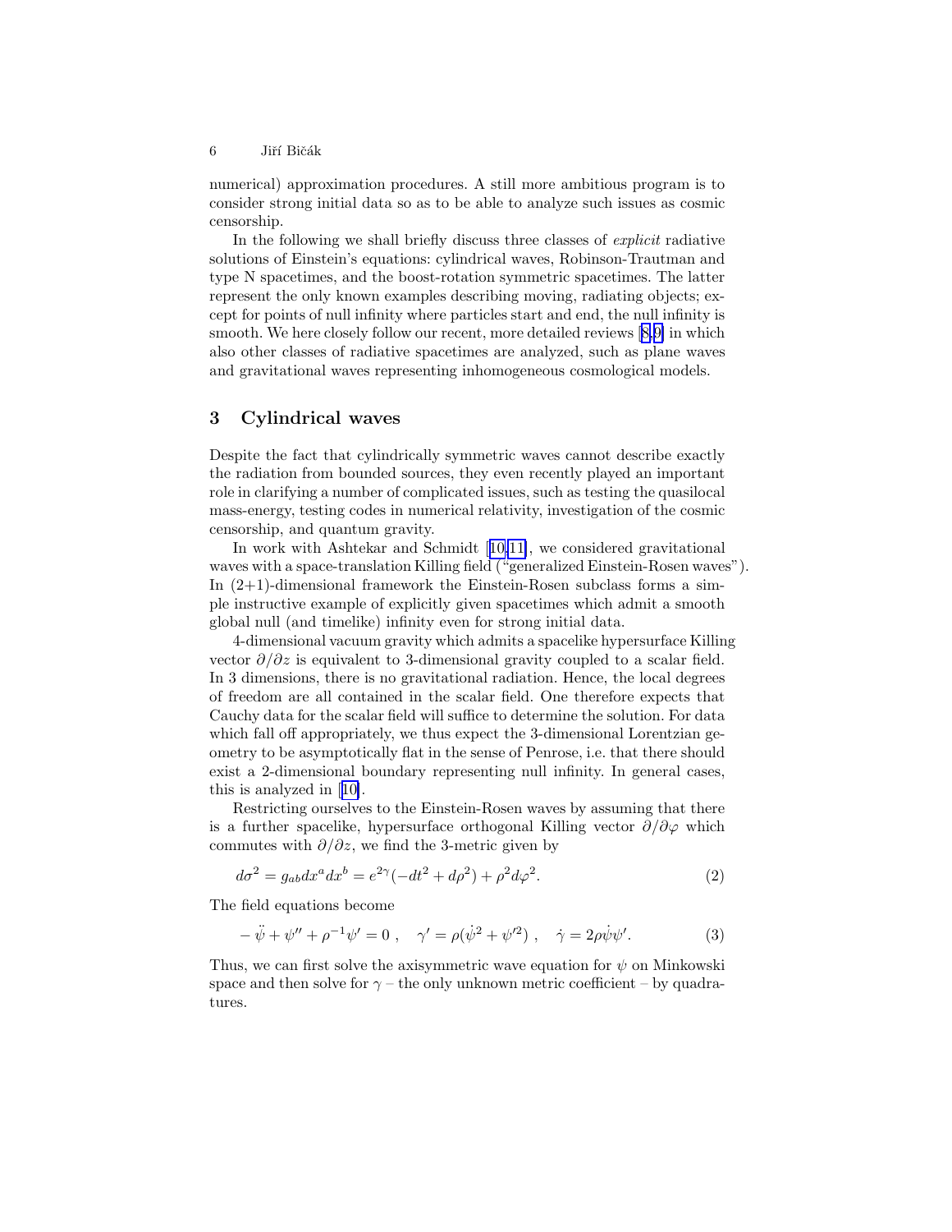numerical) approximation procedures. A still more ambitious program is to consider strong initial data so as to be able to analyze such issues as cosmic censorship.

In the following we shall briefly discuss three classes of *explicit* radiative solutions of Einstein's equations: cylindrical waves, Robinson-Trautman and type N spacetimes, and the boost-rotation symmetric spacetimes. The latter represent the only known examples describing moving, radiating objects; except for points of null infinity where particles start and end, the null infinity is smooth. We here closely follow our recent, more detailed reviews [8,9] in which also other classes of radiative spacetimes are analyzed, such as plane waves and gravitational waves representing inhomogeneous cosmological models.

## 3 Cylindrical waves

Despite the fact that cylindrically symmetric waves cannot describe exactly the radiation from bounded sources, they even recently played an important role in clarifying a number of complicated issues, such as testing the quasilocal mass-energy, testing codes in numerical relativity, investigation of the cosmic censorship, and quantum gravity.

In work with Ashtekar and Schmidt [10,11], we considered gravitational waves with a space-translation Killing field ("generalized Einstein-Rosen waves"). In (2+1)-dimensional framework the Einstein-Rosen subclass forms a simple instructive example of explicitly given spacetimes which admit a smooth global null (and timelike) infinity even for strong initial data.

4-dimensional vacuum gravity which admits a spacelike hypersurface Killing vector $\partial/\partial z$ is equivalent to 3-dimensional gravity coupled to a scalar field. In 3 dimensions, there is no gravitational radiation. Hence, the local degrees of freedom are all contained in the scalar field. One therefore expects that Cauchy data for the scalar field will suffice to determine the solution. For data which fall off appropriately, we thus expect the 3-dimensional Lorentzian geometry to be asymptotically flat in the sense of Penrose, i.e. that there should exist a 2-dimensional boundary representing null infinity. In general cases, this is analyzed in [10].

Restricting ourselves to the Einstein-Rosen waves by assuming that there is a further spacelike, hypersurface orthogonal Killing vector $\partial/\partial\varphi$ which commutes with $\partial/\partial z$, we find the 3-metric given by

$$d\sigma^2 = g_{ab}dx^a dx^b = e^{2\gamma}(-dt^2 + d\rho^2) + \rho^2 d\varphi^2. \tag{2}$$

The field equations become

$$-\ddot{\psi} + \psi'' + \rho^{-1}\psi' = 0\ , \quad \gamma' = \rho(\dot{\psi}^2 + \psi'^2)\ , \quad \dot{\gamma} = 2\rho\dot{\psi}\psi'. \tag{3}$$

Thus, we can first solve the axisymmetric wave equation for $\psi$ on Minkowski space and then solve for $\gamma$ – the only unknown metric coefficient – by quadratures.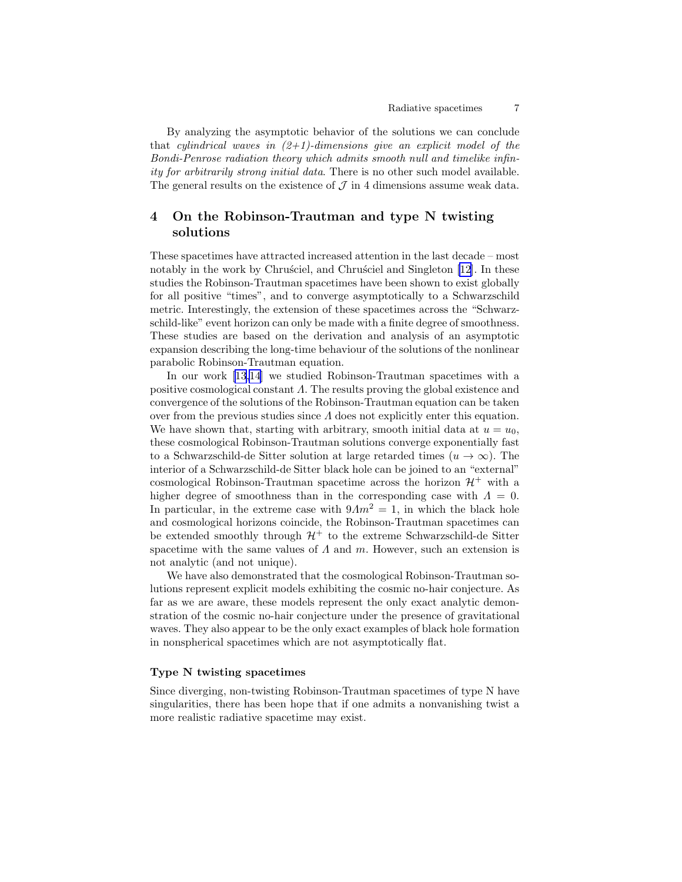By analyzing the asymptotic behavior of the solutions we can conclude that *cylindrical waves in (2+1)-dimensions give an explicit model of the Bondi-Penrose radiation theory which admits smooth null and timelike infinity for arbitrarily strong initial data*. There is no other such model available. The general results on the existence of $\mathcal{J}$ in 4 dimensions assume weak data.

## 4 On the Robinson-Trautman and type N twisting solutions

These spacetimes have attracted increased attention in the last decade – most notably in the work by Chruściel, and Chruściel and Singleton [12]. In these studies the Robinson-Trautman spacetimes have been shown to exist globally for all positive "times", and to converge asymptotically to a Schwarzschild metric. Interestingly, the extension of these spacetimes across the "Schwarzschild-like" event horizon can only be made with a finite degree of smoothness. These studies are based on the derivation and analysis of an asymptotic expansion describing the long-time behaviour of the solutions of the nonlinear parabolic Robinson-Trautman equation.

In our work [13,14] we studied Robinson-Trautman spacetimes with a positive cosmological constant $\Lambda$. The results proving the global existence and convergence of the solutions of the Robinson-Trautman equation can be taken over from the previous studies since $\Lambda$ does not explicitly enter this equation. We have shown that, starting with arbitrary, smooth initial data at $u = u_0$, these cosmological Robinson-Trautman solutions converge exponentially fast to a Schwarzschild-de Sitter solution at large retarded times ($u \to \infty$). The interior of a Schwarzschild-de Sitter black hole can be joined to an "external" cosmological Robinson-Trautman spacetime across the horizon $\mathcal{H}^+$ with a higher degree of smoothness than in the corresponding case with $\Lambda = 0$. In particular, in the extreme case with $9\Lambda m^2 = 1$, in which the black hole and cosmological horizons coincide, the Robinson-Trautman spacetimes can be extended smoothly through $\mathcal{H}^+$ to the extreme Schwarzschild-de Sitter spacetime with the same values of $\Lambda$ and $m$. However, such an extension is not analytic (and not unique).

We have also demonstrated that the cosmological Robinson-Trautman solutions represent explicit models exhibiting the cosmic no-hair conjecture. As far as we are aware, these models represent the only exact analytic demonstration of the cosmic no-hair conjecture under the presence of gravitational waves. They also appear to be the only exact examples of black hole formation in nonspherical spacetimes which are not asymptotically flat.

### Type N twisting spacetimes

Since diverging, non-twisting Robinson-Trautman spacetimes of type N have singularities, there has been hope that if one admits a nonvanishing twist a more realistic radiative spacetime may exist.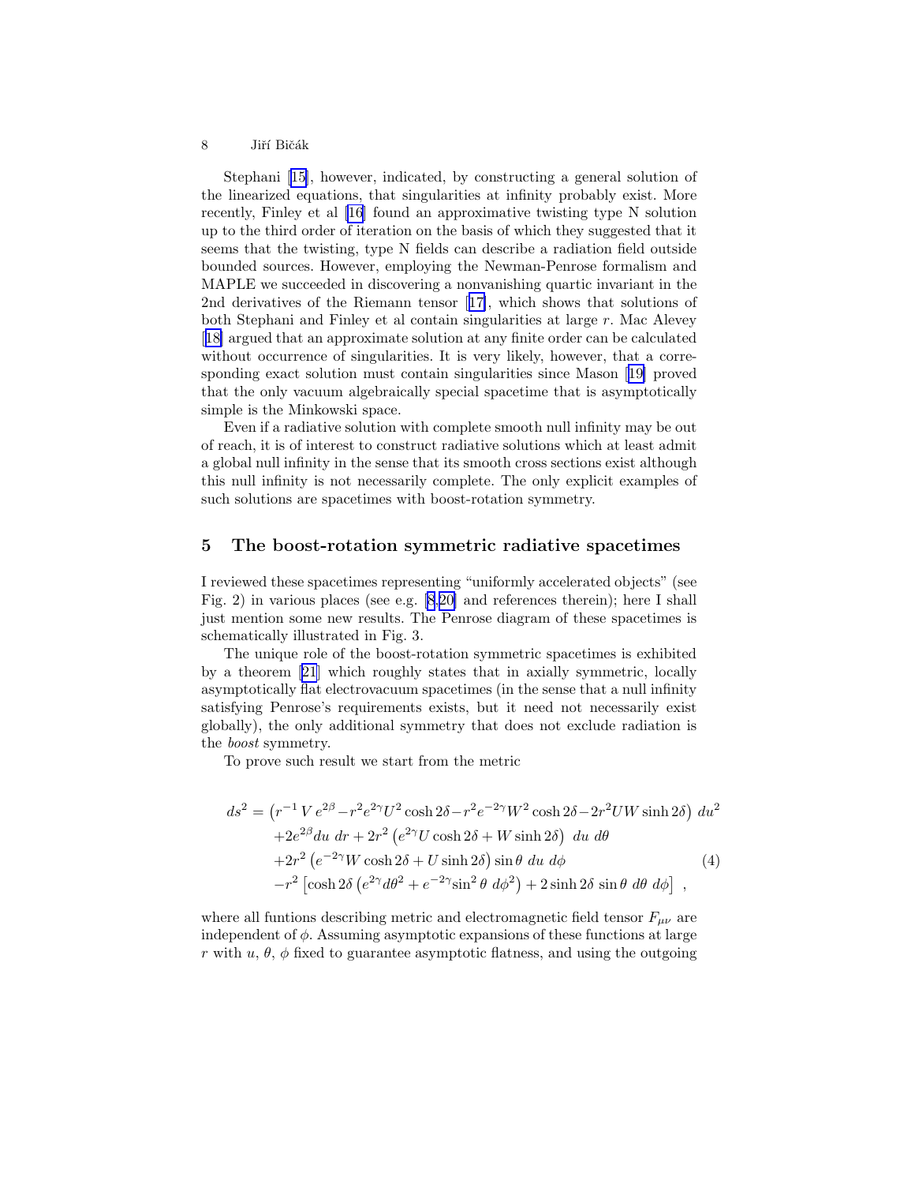Stephani [15], however, indicated, by constructing a general solution of the linearized equations, that singularities at infinity probably exist. More recently, Finley et al [16] found an approximative twisting type N solution up to the third order of iteration on the basis of which they suggested that it seems that the twisting, type N fields can describe a radiation field outside bounded sources. However, employing the Newman-Penrose formalism and MAPLE we succeeded in discovering a nonvanishing quartic invariant in the 2nd derivatives of the Riemann tensor [17], which shows that solutions of both Stephani and Finley et al contain singularities at large $r$. Mac Alevey [18] argued that an approximate solution at any finite order can be calculated without occurrence of singularities. It is very likely, however, that a corresponding exact solution must contain singularities since Mason [19] proved that the only vacuum algebraically special spacetime that is asymptotically simple is the Minkowski space.

Even if a radiative solution with complete smooth null infinity may be out of reach, it is of interest to construct radiative solutions which at least admit a global null infinity in the sense that its smooth cross sections exist although this null infinity is not necessarily complete. The only explicit examples of such solutions are spacetimes with boost-rotation symmetry.

## 5 The boost-rotation symmetric radiative spacetimes

I reviewed these spacetimes representing "uniformly accelerated objects" (see Fig. 2) in various places (see e.g. [8,20] and references therein); here I shall just mention some new results. The Penrose diagram of these spacetimes is schematically illustrated in Fig. 3.

The unique role of the boost-rotation symmetric spacetimes is exhibited by a theorem [21] which roughly states that in axially symmetric, locally asymptotically flat electrovacuum spacetimes (in the sense that a null infinity satisfying Penrose's requirements exists, but it need not necessarily exist globally), the only additional symmetry that does not exclude radiation is the *boost* symmetry.

To prove such result we start from the metric

$$
\begin{aligned}
ds^2 = &\left(r^{-1}\, V\, e^{2\beta} - r^2 e^{2\gamma} U^2 \cosh 2\delta - r^2 e^{-2\gamma} W^2 \cosh 2\delta - 2r^2 UW \sinh 2\delta\right) \, du^2 \\
&+ 2e^{2\beta} du \; dr + 2r^2 \left(e^{2\gamma} U \cosh 2\delta + W \sinh 2\delta\right) \; du \; d\theta \\
&+ 2r^2 \left(e^{-2\gamma} W \cosh 2\delta + U \sinh 2\delta\right) \sin\theta \; du \; d\phi \\
&- r^2 \left[\cosh 2\delta \left(e^{2\gamma} d\theta^2 + e^{-2\gamma} \sin^2\theta \; d\phi^2\right) + 2 \sinh 2\delta \, \sin\theta \; d\theta \; d\phi\right] \; ,
\end{aligned}
\tag{4}
$$

where all funtions describing metric and electromagnetic field tensor $F_{\mu\nu}$ are independent of $\phi$. Assuming asymptotic expansions of these functions at large $r$ with $u$, $\theta$, $\phi$ fixed to guarantee asymptotic flatness, and using the outgoing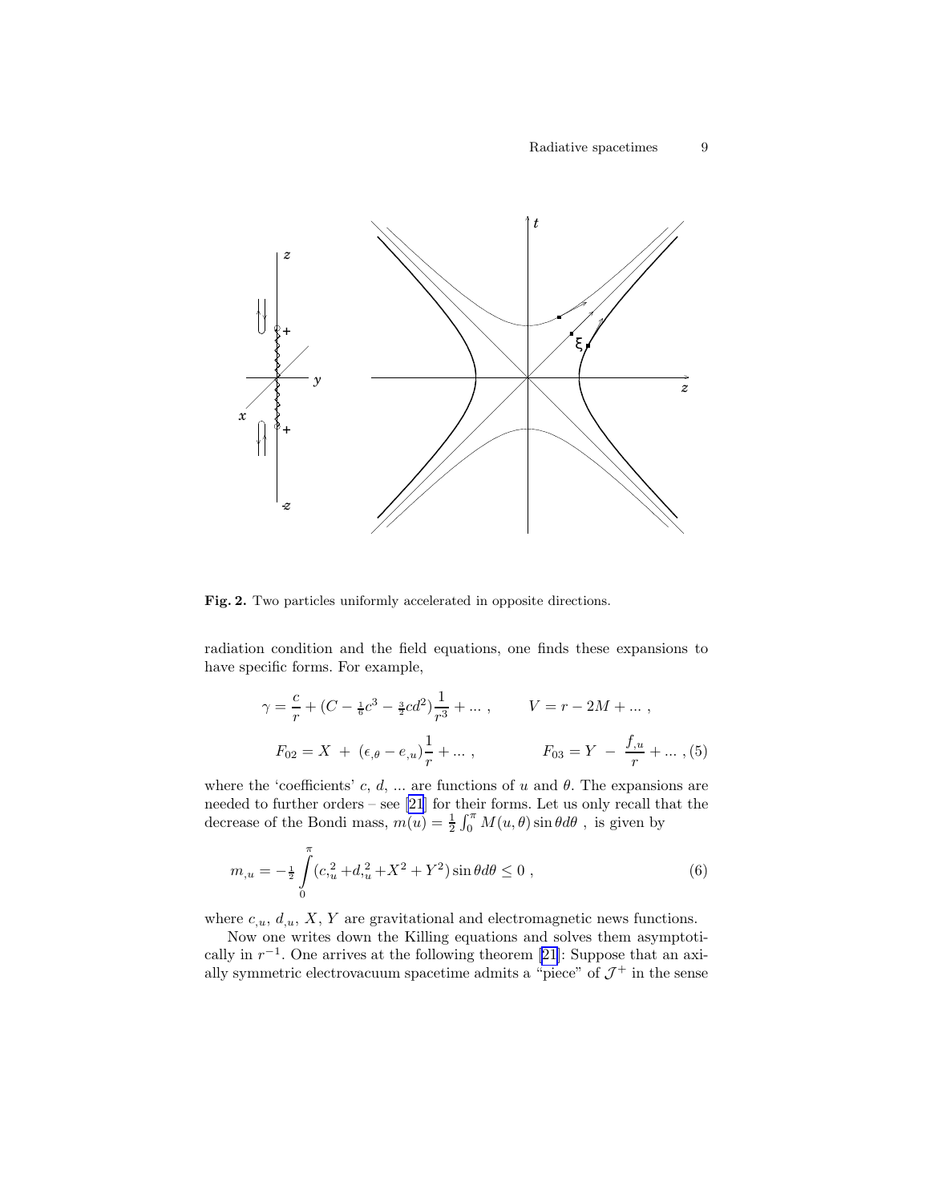**Fig. 2.** Two particles uniformly accelerated in opposite directions.

radiation condition and the field equations, one finds these expansions to have specific forms. For example,

$$\gamma = \frac{c}{r} + (C - \tfrac{1}{6}c^3 - \tfrac{3}{2}cd^2)\frac{1}{r^3} + \dots \,, \qquad V = r - 2M + \dots \,,$$

$$F_{02} = X \;+\; (\epsilon_{,\theta} - e_{,u})\frac{1}{r} + \dots \,, \qquad F_{03} = Y \;-\; \frac{f_{,u}}{r} + \dots \,, \tag{5}$$

where the 'coefficients' $c$, $d$, ... are functions of $u$ and $\theta$. The expansions are needed to further orders – see [21] for their forms. Let us only recall that the decrease of the Bondi mass, $m(u) = \frac{1}{2}\int_0^\pi M(u,\theta)\sin\theta d\theta$ , is given by

$$m_{,u} = -\tfrac{1}{2}\int_0^\pi (c_{,u}^{\,2} + d_{,u}^{\,2} + X^2 + Y^2)\sin\theta d\theta \le 0 \,, \tag{6}$$

where $c_{,u}$, $d_{,u}$, $X$, $Y$ are gravitational and electromagnetic news functions.

Now one writes down the Killing equations and solves them asymptotically in $r^{-1}$. One arrives at the following theorem [21]: Suppose that an axially symmetric electrovacuum spacetime admits a "piece" of $\mathcal{J}^+$ in the sense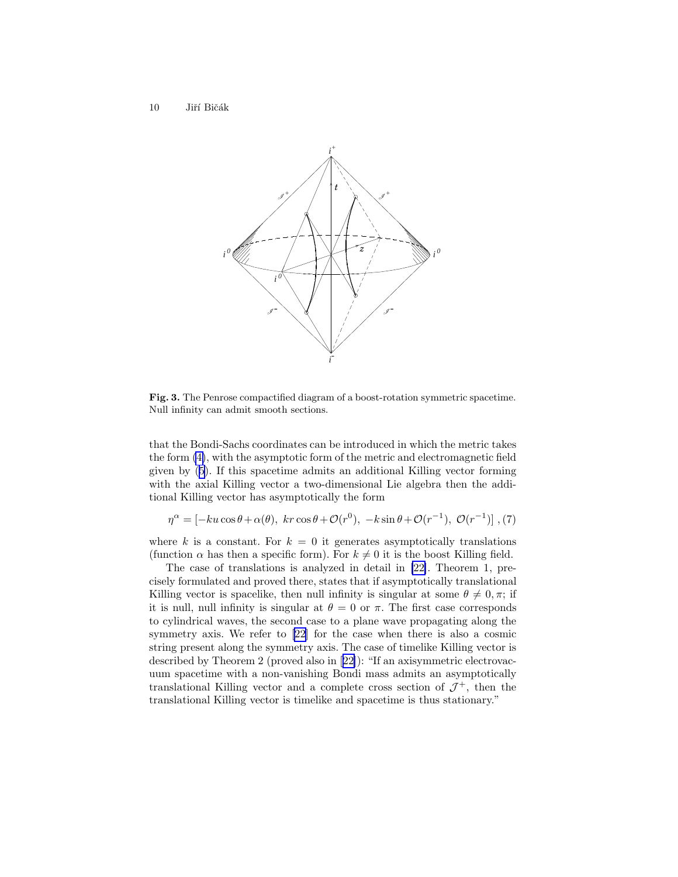**Fig. 3.** The Penrose compactified diagram of a boost-rotation symmetric spacetime. Null infinity can admit smooth sections.

that the Bondi-Sachs coordinates can be introduced in which the metric takes the form (4), with the asymptotic form of the metric and electromagnetic field given by (5). If this spacetime admits an additional Killing vector forming with the axial Killing vector a two-dimensional Lie algebra then the additional Killing vector has asymptotically the form

$$\eta^\alpha = [-ku\cos\theta + \alpha(\theta),\ kr\cos\theta + \mathcal{O}(r^0),\ -k\sin\theta + \mathcal{O}(r^{-1}),\ \mathcal{O}(r^{-1})]\ , \quad (7)$$

where $k$ is a constant. For $k = 0$ it generates asymptotically translations (function $\alpha$ has then a specific form). For $k \neq 0$ it is the boost Killing field.

The case of translations is analyzed in detail in [22]. Theorem 1, precisely formulated and proved there, states that if asymptotically translational Killing vector is spacelike, then null infinity is singular at some $\theta \neq 0, \pi$; if it is null, null infinity is singular at $\theta = 0$ or $\pi$. The first case corresponds to cylindrical waves, the second case to a plane wave propagating along the symmetry axis. We refer to [22] for the case when there is also a cosmic string present along the symmetry axis. The case of timelike Killing vector is described by Theorem 2 (proved also in [22]): "If an axisymmetric electrovacuum spacetime with a non-vanishing Bondi mass admits an asymptotically translational Killing vector and a complete cross section of $\mathcal{J}^+$, then the translational Killing vector is timelike and spacetime is thus stationary."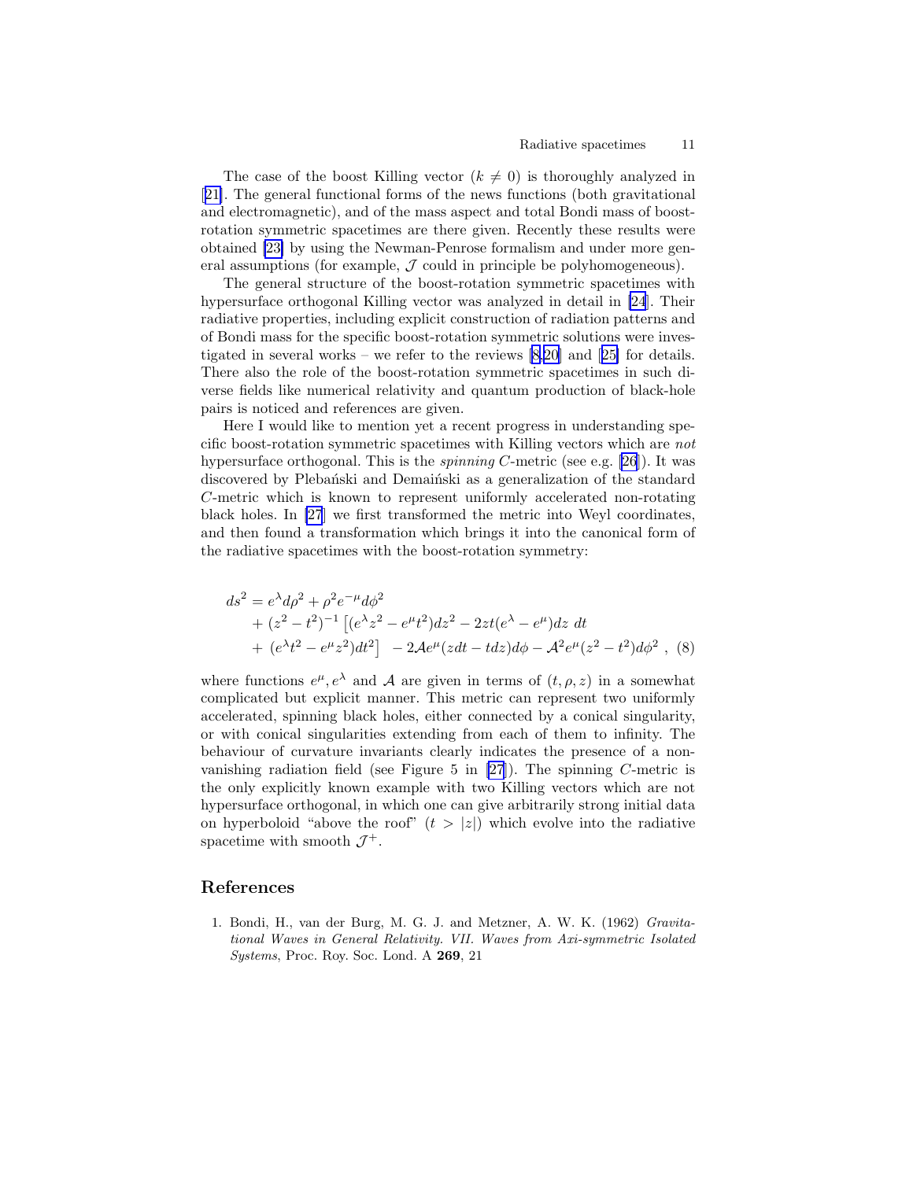The case of the boost Killing vector ($k \neq 0$) is thoroughly analyzed in [21]. The general functional forms of the news functions (both gravitational and electromagnetic), and of the mass aspect and total Bondi mass of boost-rotation symmetric spacetimes are there given. Recently these results were obtained [23] by using the Newman-Penrose formalism and under more general assumptions (for example, $\mathcal{J}$ could in principle be polyhomogeneous).

The general structure of the boost-rotation symmetric spacetimes with hypersurface orthogonal Killing vector was analyzed in detail in [24]. Their radiative properties, including explicit construction of radiation patterns and of Bondi mass for the specific boost-rotation symmetric solutions were investigated in several works – we refer to the reviews [8,20] and [25] for details. There also the role of the boost-rotation symmetric spacetimes in such diverse fields like numerical relativity and quantum production of black-hole pairs is noticed and references are given.

Here I would like to mention yet a recent progress in understanding specific boost-rotation symmetric spacetimes with Killing vectors which are *not* hypersurface orthogonal. This is the *spinning* $C$-metric (see e.g. [26]). It was discovered by Plebański and Demaiński as a generalization of the standard $C$-metric which is known to represent uniformly accelerated non-rotating black holes. In [27] we first transformed the metric into Weyl coordinates, and then found a transformation which brings it into the canonical form of the radiative spacetimes with the boost-rotation symmetry:

$$
\begin{aligned}
ds^2 &= e^{\lambda} d\rho^2 + \rho^2 e^{-\mu} d\phi^2 \\
&\quad + (z^2 - t^2)^{-1} \left[ (e^{\lambda} z^2 - e^{\mu} t^2) dz^2 - 2zt(e^{\lambda} - e^{\mu}) dz \; dt \right. \\
&\quad \left. + \; (e^{\lambda} t^2 - e^{\mu} z^2) dt^2 \right] \; - 2\mathcal{A} e^{\mu} (z dt - t dz) d\phi - \mathcal{A}^2 e^{\mu} (z^2 - t^2) d\phi^2 \; , \quad (8)
\end{aligned}
$$

where functions $e^{\mu}, e^{\lambda}$ and $\mathcal{A}$ are given in terms of $(t, \rho, z)$ in a somewhat complicated but explicit manner. This metric can represent two uniformly accelerated, spinning black holes, either connected by a conical singularity, or with conical singularities extending from each of them to infinity. The behaviour of curvature invariants clearly indicates the presence of a non-vanishing radiation field (see Figure 5 in [27]). The spinning $C$-metric is the only explicitly known example with two Killing vectors which are not hypersurface orthogonal, in which one can give arbitrarily strong initial data on hyperboloid "above the roof" ($t > |z|$) which evolve into the radiative spacetime with smooth $\mathcal{J}^+$.

## References

1. Bondi, H., van der Burg, M. G. J. and Metzner, A. W. K. (1962) *Gravitational Waves in General Relativity. VII. Waves from Axi-symmetric Isolated Systems*, Proc. Roy. Soc. Lond. A **269**, 21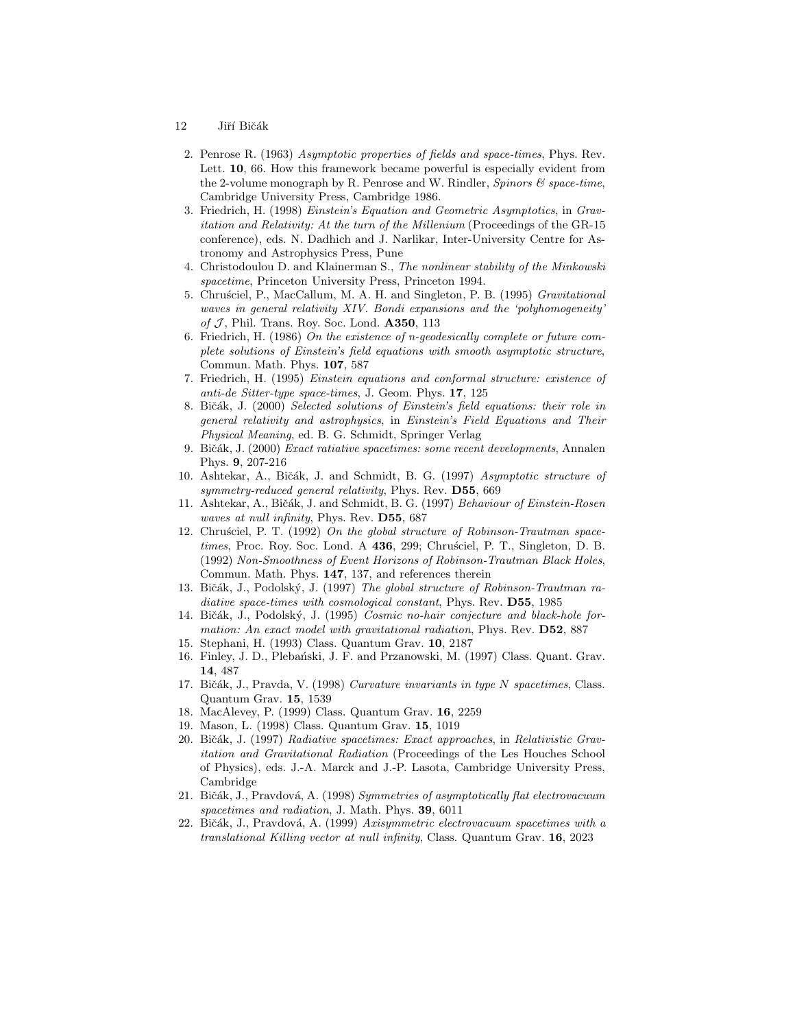2. Penrose R. (1963) *Asymptotic properties of fields and space-times*, Phys. Rev. Lett. **10**, 66. How this framework became powerful is especially evident from the 2-volume monograph by R. Penrose and W. Rindler, *Spinors & space-time*, Cambridge University Press, Cambridge 1986.
3. Friedrich, H. (1998) *Einstein's Equation and Geometric Asymptotics*, in *Gravitation and Relativity: At the turn of the Millenium* (Proceedings of the GR-15 conference), eds. N. Dadhich and J. Narlikar, Inter-University Centre for Astronomy and Astrophysics Press, Pune
4. Christodoulou D. and Klainerman S., *The nonlinear stability of the Minkowski spacetime*, Princeton University Press, Princeton 1994.
5. Chruściel, P., MacCallum, M. A. H. and Singleton, P. B. (1995) *Gravitational waves in general relativity XIV. Bondi expansions and the 'polyhomogeneity' of $\mathcal{J}$*, Phil. Trans. Roy. Soc. Lond. **A350**, 113
6. Friedrich, H. (1986) *On the existence of n-geodesically complete or future complete solutions of Einstein's field equations with smooth asymptotic structure*, Commun. Math. Phys. **107**, 587
7. Friedrich, H. (1995) *Einstein equations and conformal structure: existence of anti-de Sitter-type space-times*, J. Geom. Phys. **17**, 125
8. Bičák, J. (2000) *Selected solutions of Einstein's field equations: their role in general relativity and astrophysics*, in *Einstein's Field Equations and Their Physical Meaning*, ed. B. G. Schmidt, Springer Verlag
9. Bičák, J. (2000) *Exact ratiative spacetimes: some recent developments*, Annalen Phys. **9**, 207-216
10. Ashtekar, A., Bičák, J. and Schmidt, B. G. (1997) *Asymptotic structure of symmetry-reduced general relativity*, Phys. Rev. **D55**, 669
11. Ashtekar, A., Bičák, J. and Schmidt, B. G. (1997) *Behaviour of Einstein-Rosen waves at null infinity*, Phys. Rev. **D55**, 687
12. Chruściel, P. T. (1992) *On the global structure of Robinson-Trautman space-times*, Proc. Roy. Soc. Lond. A **436**, 299; Chruściel, P. T., Singleton, D. B. (1992) *Non-Smoothness of Event Horizons of Robinson-Trautman Black Holes*, Commun. Math. Phys. **147**, 137, and references therein
13. Bičák, J., Podolský, J. (1997) *The global structure of Robinson-Trautman radiative space-times with cosmological constant*, Phys. Rev. **D55**, 1985
14. Bičák, J., Podolský, J. (1995) *Cosmic no-hair conjecture and black-hole formation: An exact model with gravitational radiation*, Phys. Rev. **D52**, 887
15. Stephani, H. (1993) Class. Quantum Grav. **10**, 2187
16. Finley, J. D., Plebański, J. F. and Przanowski, M. (1997) Class. Quant. Grav. **14**, 487
17. Bičák, J., Pravda, V. (1998) *Curvature invariants in type N spacetimes*, Class. Quantum Grav. **15**, 1539
18. MacAlevey, P. (1999) Class. Quantum Grav. **16**, 2259
19. Mason, L. (1998) Class. Quantum Grav. **15**, 1019
20. Bičák, J. (1997) *Radiative spacetimes: Exact approaches*, in *Relativistic Gravitation and Gravitational Radiation* (Proceedings of the Les Houches School of Physics), eds. J.-A. Marck and J.-P. Lasota, Cambridge University Press, Cambridge
21. Bičák, J., Pravdová, A. (1998) *Symmetries of asymptotically flat electrovacuum spacetimes and radiation*, J. Math. Phys. **39**, 6011
22. Bičák, J., Pravdová, A. (1999) *Axisymmetric electrovacuum spacetimes with a translational Killing vector at null infinity*, Class. Quantum Grav. **16**, 2023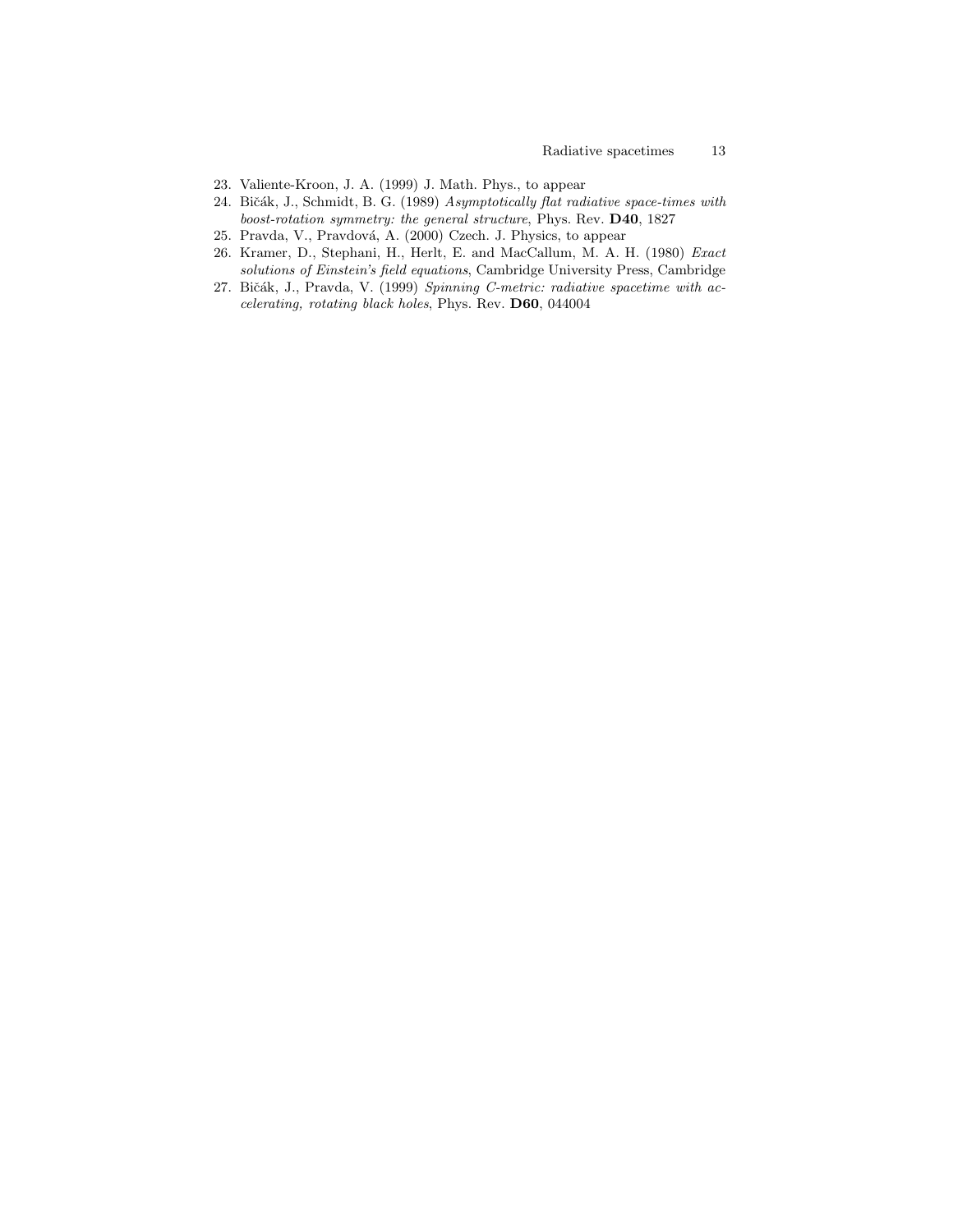23. Valiente-Kroon, J. A. (1999) J. Math. Phys., to appear
24. Bičák, J., Schmidt, B. G. (1989) *Asymptotically flat radiative space-times with boost-rotation symmetry: the general structure*, Phys. Rev. **D40**, 1827
25. Pravda, V., Pravdová, A. (2000) Czech. J. Physics, to appear
26. Kramer, D., Stephani, H., Herlt, E. and MacCallum, M. A. H. (1980) *Exact solutions of Einstein's field equations*, Cambridge University Press, Cambridge
27. Bičák, J., Pravda, V. (1999) *Spinning C-metric: radiative spacetime with accelerating, rotating black holes*, Phys. Rev. **D60**, 044004